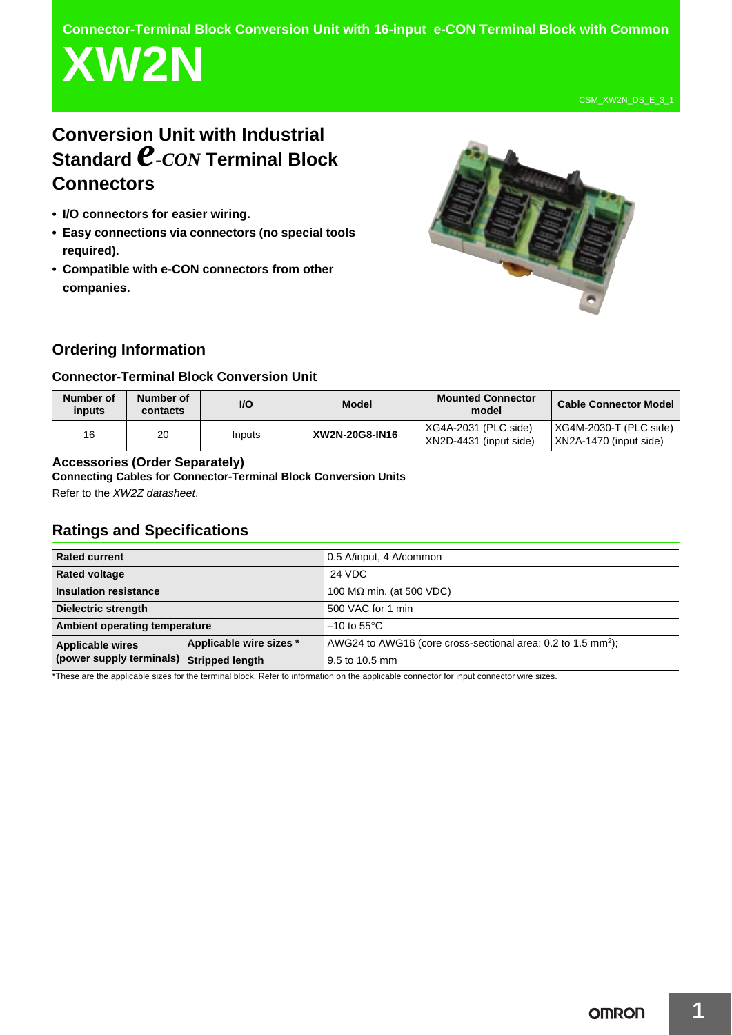Connector-Terminal Block Conversion Unit with 16-input e-CON Terminal Block with Common

# XW2N

CSM_XW2N_DS_E_3_1

## Conversion Unit with Industrial Standard *e-CON* Terminal Block Connectors

- **I/O connectors for easier wiring.**
- **Easy connections via connectors (no special tools required).**
- **Compatible with e-CON connectors from other companies.**

## Ordering Information

### Connector-Terminal Block Conversion Unit

| Number of inputs | Number of contacts | I/O | Model | Mounted Connector model | Cable Connector Model |
|---|---|---|---|---|---|
| 16 | 20 | Inputs | **XW2N-20G8-IN16** | XG4A-2031 (PLC side)<br>XN2D-4431 (input side) | XG4M-2030-T (PLC side)<br>XN2A-1470 (input side) |

### Accessories (Order Separately)

**Connecting Cables for Connector-Terminal Block Conversion Units**

Refer to the *XW2Z datasheet*.

## Ratings and Specifications

| | | |
|---|---|---|
| **Rated current** | | 0.5 A/input, 4 A/common |
| **Rated voltage** | | 24 VDC |
| **Insulation resistance** | | 100 MΩ min. (at 500 VDC) |
| **Dielectric strength** | | 500 VAC for 1 min |
| **Ambient operating temperature** | | −10 to 55°C |
| **Applicable wires (power supply terminals)** | **Applicable wire sizes *** | AWG24 to AWG16 (core cross-sectional area: 0.2 to 1.5 $mm^2$); |
| | **Stripped length** | 9.5 to 10.5 mm |

*These are the applicable sizes for the terminal block. Refer to information on the applicable connector for input connector wire sizes.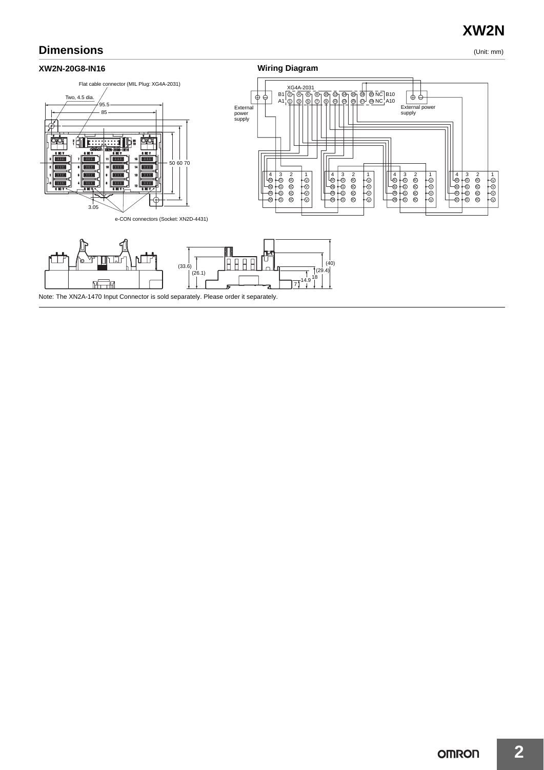## Dimensions

(Unit: mm)

### XW2N-20G8-IN16

Flat cable connector (MIL Plug: XG4A-2031)

Two, 4.5 dia.

95.5

85

50 60 70

3.05

e-CON connectors (Socket: XN2D-4431)

(33.6)

(26.1)

(40)

(29.4)

14.9

18

7

### Wiring Diagram

XG4A-2031

External power supply

Note: The XN2A-1470 Input Connector is sold separately. Please order it separately.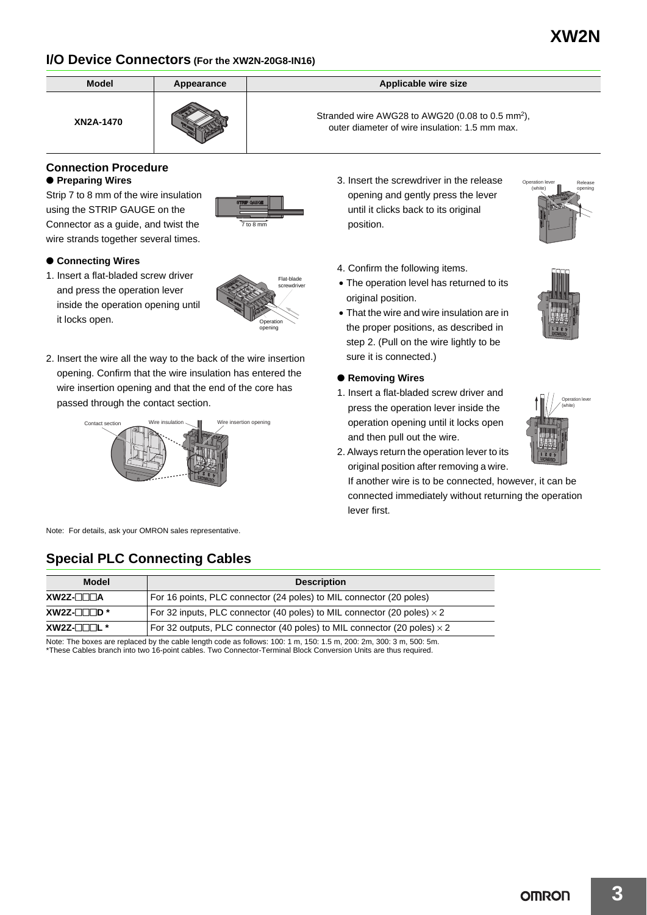## I/O Device Connectors (For the XW2N-20G8-IN16)

| Model | Appearance | Applicable wire size |
|---|---|---|
| XN2A-1470 | | Stranded wire AWG28 to AWG20 (0.08 to 0.5 mm[2]), outer diameter of wire insulation: 1.5 mm max. |

### Connection Procedure

● **Preparing Wires**

Strip 7 to 8 mm of the wire insulation using the STRIP GAUGE on the Connector as a guide, and twist the wire strands together several times.

● **Connecting Wires**

1. Insert a flat-bladed screw driver and press the operation lever inside the operation opening until it locks open.
2. Insert the wire all the way to the back of the wire insertion opening. Confirm that the wire insulation has entered the wire insertion opening and that the end of the core has passed through the contact section.
3. Insert the screwdriver in the release opening and gently press the lever until it clicks back to its original position.
4. Confirm the following items.
   - The operation level has returned to its original position.
   - That the wire and wire insulation are in the proper positions, as described in step 2. (Pull on the wire lightly to be sure it is connected.)

● **Removing Wires**

1. Insert a flat-bladed screw driver and press the operation lever inside the operation opening until it locks open and then pull out the wire.
2. Always return the operation lever to its original position after removing a wire.
   If another wire is to be connected, however, it can be connected immediately without returning the operation lever first.

Note: For details, ask your OMRON sales representative.

## Special PLC Connecting Cables

| Model | Description |
|---|---|
| XW2Z-□□□A | For 16 points, PLC connector (24 poles) to MIL connector (20 poles) |
| XW2Z-□□□D * | For 32 inputs, PLC connector (40 poles) to MIL connector (20 poles) × 2 |
| XW2Z-□□□L * | For 32 outputs, PLC connector (40 poles) to MIL connector (20 poles) × 2 |

Note: The boxes are replaced by the cable length code as follows: 100: 1 m, 150: 1.5 m, 200: 2m, 300: 3 m, 500: 5m.
*These Cables branch into two 16-point cables. Two Connector-Terminal Block Conversion Units are thus required.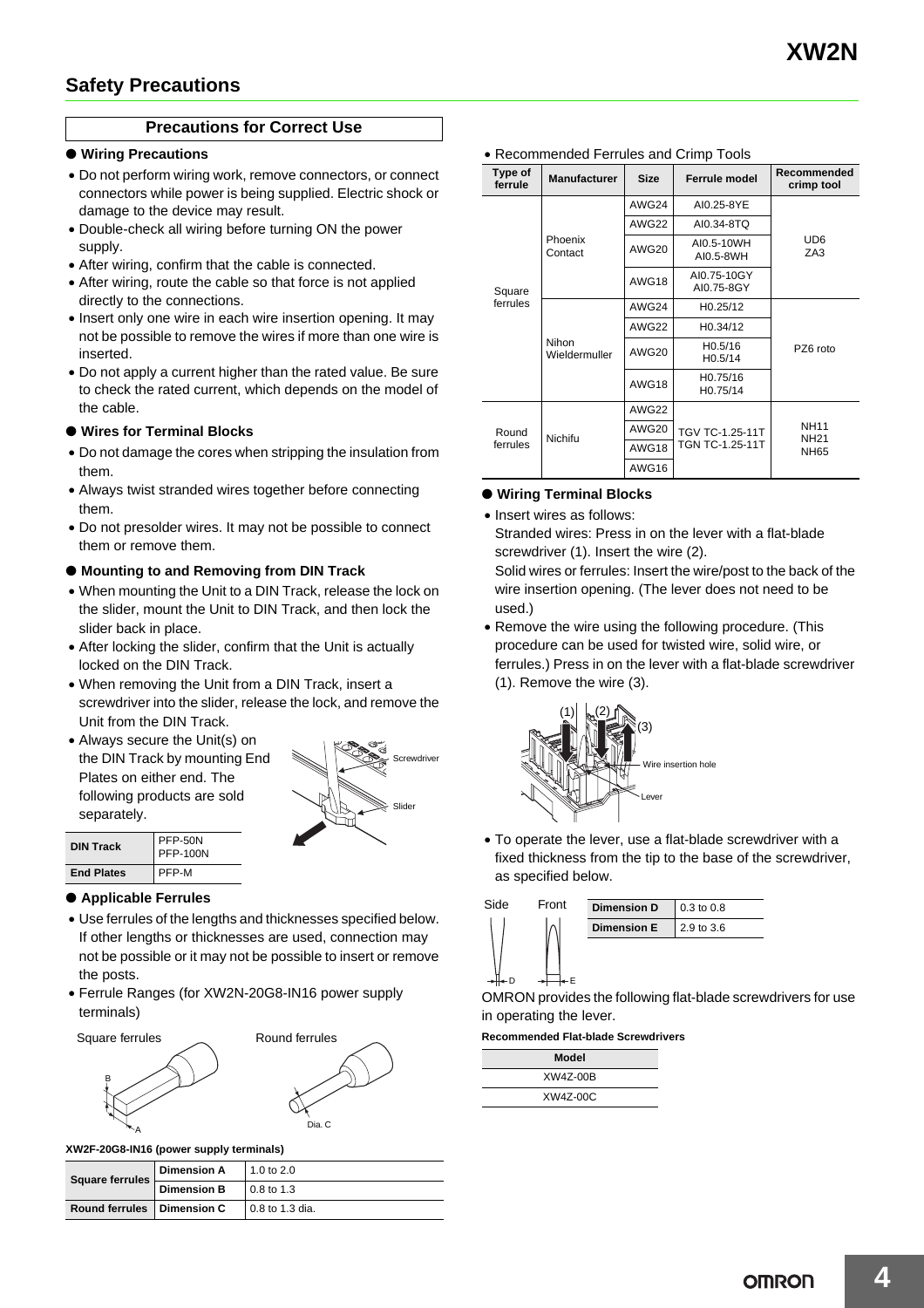## Safety Precautions

### Precautions for Correct Use

#### ● Wiring Precautions

- Do not perform wiring work, remove connectors, or connect connectors while power is being supplied. Electric shock or damage to the device may result.
- Double-check all wiring before turning ON the power supply.
- After wiring, confirm that the cable is connected.
- After wiring, route the cable so that force is not applied directly to the connections.
- Insert only one wire in each wire insertion opening. It may not be possible to remove the wires if more than one wire is inserted.
- Do not apply a current higher than the rated value. Be sure to check the rated current, which depends on the model of the cable.

#### ● Wires for Terminal Blocks

- Do not damage the cores when stripping the insulation from them.
- Always twist stranded wires together before connecting them.
- Do not presolder wires. It may not be possible to connect them or remove them.

#### ● Mounting to and Removing from DIN Track

- When mounting the Unit to a DIN Track, release the lock on the slider, mount the Unit to DIN Track, and then lock the slider back in place.
- After locking the slider, confirm that the Unit is actually locked on the DIN Track.
- When removing the Unit from a DIN Track, insert a screwdriver into the slider, release the lock, and remove the Unit from the DIN Track.
- Always secure the Unit(s) on the DIN Track by mounting End Plates on either end. The following products are sold separately.

Screwdriver
Slider

| DIN Track | PFP-50N<br>PFP-100N |
|---|---|
| End Plates | PFP-M |

#### ● Applicable Ferrules

- Use ferrules of the lengths and thicknesses specified below. If other lengths or thicknesses are used, connection may not be possible or it may not be possible to insert or remove the posts.
- Ferrule Ranges (for XW2N-20G8-IN16 power supply terminals)

Square ferrules — B, A
Round ferrules — Dia. C

**XW2F-20G8-IN16 (power supply terminals)**

| Square ferrules | Dimension A | 1.0 to 2.0 |
|---|---|---|
| | Dimension B | 0.8 to 1.3 |
| Round ferrules | Dimension C | 0.8 to 1.3 dia. |

- Recommended Ferrules and Crimp Tools

| Type of ferrule | Manufacturer | Size | Ferrule model | Recommended crimp tool |
|---|---|---|---|---|
| Square ferrules | Phoenix Contact | AWG24 | AI0.25-8YE | UD6<br>ZA3 |
| | | AWG22 | AI0.34-8TQ | |
| | | AWG20 | AI0.5-10WH<br>AI0.5-8WH | |
| | | AWG18 | AI0.75-10GY<br>AI0.75-8GY | |
| | Nihon Wieldermuller | AWG24 | H0.25/12 | PZ6 roto |
| | | AWG22 | H0.34/12 | |
| | | AWG20 | H0.5/16<br>H0.5/14 | |
| | | AWG18 | H0.75/16<br>H0.75/14 | |
| Round ferrules | Nichifu | AWG22 | TGV TC-1.25-11T<br>TGN TC-1.25-11T | NH11<br>NH21<br>NH65 |
| | | AWG20 | | |
| | | AWG18 | | |
| | | AWG16 | | |

#### ● Wiring Terminal Blocks

- Insert wires as follows:
  Stranded wires: Press in on the lever with a flat-blade screwdriver (1). Insert the wire (2).
  Solid wires or ferrules: Insert the wire/post to the back of the wire insertion opening. (The lever does not need to be used.)
- Remove the wire using the following procedure. (This procedure can be used for twisted wire, solid wire, or ferrules.) Press in on the lever with a flat-blade screwdriver (1). Remove the wire (3).

(1) (2) (3)
Wire insertion hole
Lever

- To operate the lever, use a flat-blade screwdriver with a fixed thickness from the tip to the base of the screwdriver, as specified below.

Side — D
Front — E

| Dimension D | 0.3 to 0.8 |
|---|---|
| Dimension E | 2.9 to 3.6 |

OMRON provides the following flat-blade screwdrivers for use in operating the lever.

**Recommended Flat-blade Screwdrivers**

| Model |
|---|
| XW4Z-00B |
| XW4Z-00C |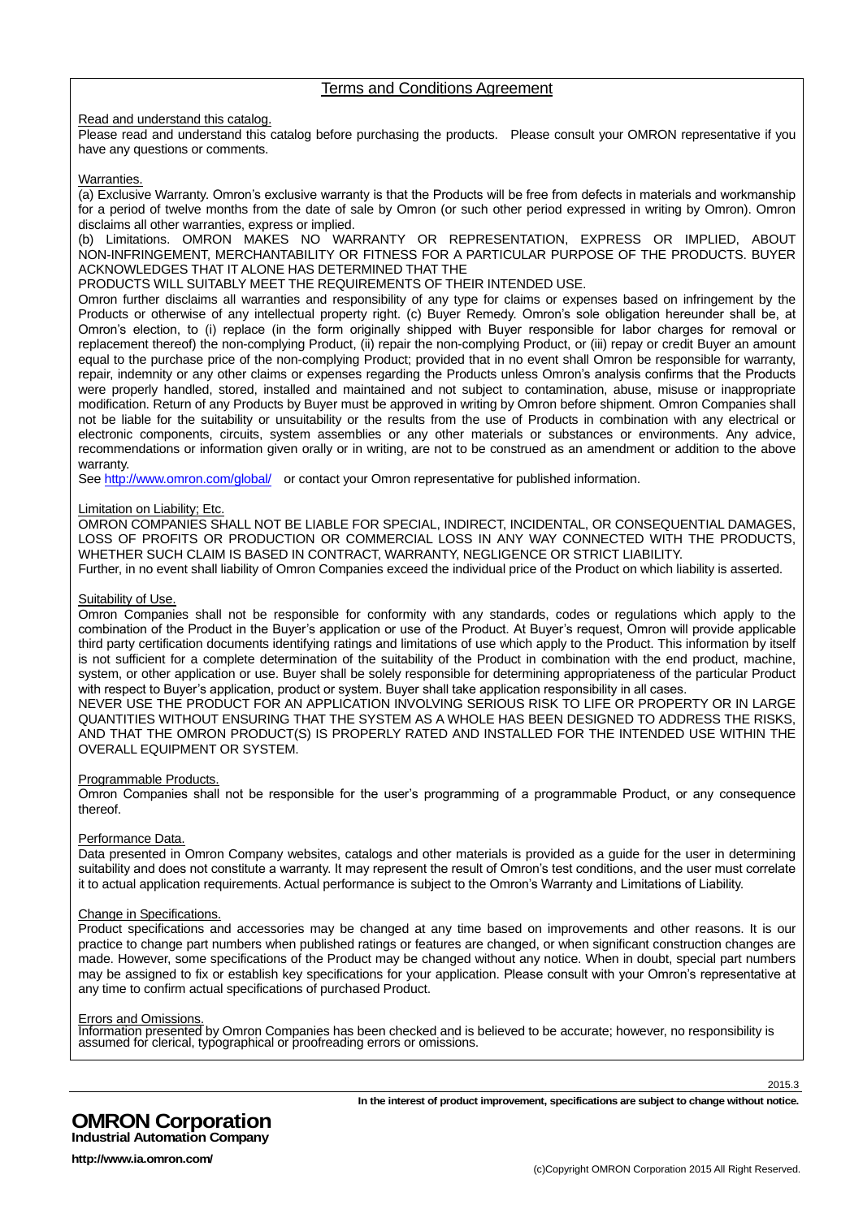## Terms and Conditions Agreement

### Read and understand this catalog.

Please read and understand this catalog before purchasing the products. Please consult your OMRON representative if you have any questions or comments.

### Warranties.

(a) Exclusive Warranty. Omron's exclusive warranty is that the Products will be free from defects in materials and workmanship for a period of twelve months from the date of sale by Omron (or such other period expressed in writing by Omron). Omron disclaims all other warranties, express or implied.

(b) Limitations. OMRON MAKES NO WARRANTY OR REPRESENTATION, EXPRESS OR IMPLIED, ABOUT NON-INFRINGEMENT, MERCHANTABILITY OR FITNESS FOR A PARTICULAR PURPOSE OF THE PRODUCTS. BUYER ACKNOWLEDGES THAT IT ALONE HAS DETERMINED THAT THE PRODUCTS WILL SUITABLY MEET THE REQUIREMENTS OF THEIR INTENDED USE.

Omron further disclaims all warranties and responsibility of any type for claims or expenses based on infringement by the Products or otherwise of any intellectual property right. (c) Buyer Remedy. Omron's sole obligation hereunder shall be, at Omron's election, to (i) replace (in the form originally shipped with Buyer responsible for labor charges for removal or replacement thereof) the non-complying Product, (ii) repair the non-complying Product, or (iii) repay or credit Buyer an amount equal to the purchase price of the non-complying Product; provided that in no event shall Omron be responsible for warranty, repair, indemnity or any other claims or expenses regarding the Products unless Omron's analysis confirms that the Products were properly handled, stored, installed and maintained and not subject to contamination, abuse, misuse or inappropriate modification. Return of any Products by Buyer must be approved in writing by Omron before shipment. Omron Companies shall not be liable for the suitability or unsuitability or the results from the use of Products in combination with any electrical or electronic components, circuits, system assemblies or any other materials or substances or environments. Any advice, recommendations or information given orally or in writing, are not to be construed as an amendment or addition to the above warranty.

See http://www.omron.com/global/ or contact your Omron representative for published information.

### Limitation on Liability; Etc.

OMRON COMPANIES SHALL NOT BE LIABLE FOR SPECIAL, INDIRECT, INCIDENTAL, OR CONSEQUENTIAL DAMAGES, LOSS OF PROFITS OR PRODUCTION OR COMMERCIAL LOSS IN ANY WAY CONNECTED WITH THE PRODUCTS, WHETHER SUCH CLAIM IS BASED IN CONTRACT, WARRANTY, NEGLIGENCE OR STRICT LIABILITY.

Further, in no event shall liability of Omron Companies exceed the individual price of the Product on which liability is asserted.

### Suitability of Use.

Omron Companies shall not be responsible for conformity with any standards, codes or regulations which apply to the combination of the Product in the Buyer's application or use of the Product. At Buyer's request, Omron will provide applicable third party certification documents identifying ratings and limitations of use which apply to the Product. This information by itself is not sufficient for a complete determination of the suitability of the Product in combination with the end product, machine, system, or other application or use. Buyer shall be solely responsible for determining appropriateness of the particular Product with respect to Buyer's application, product or system. Buyer shall take application responsibility in all cases.

NEVER USE THE PRODUCT FOR AN APPLICATION INVOLVING SERIOUS RISK TO LIFE OR PROPERTY OR IN LARGE QUANTITIES WITHOUT ENSURING THAT THE SYSTEM AS A WHOLE HAS BEEN DESIGNED TO ADDRESS THE RISKS, AND THAT THE OMRON PRODUCT(S) IS PROPERLY RATED AND INSTALLED FOR THE INTENDED USE WITHIN THE OVERALL EQUIPMENT OR SYSTEM.

### Programmable Products.

Omron Companies shall not be responsible for the user's programming of a programmable Product, or any consequence thereof.

### Performance Data.

Data presented in Omron Company websites, catalogs and other materials is provided as a guide for the user in determining suitability and does not constitute a warranty. It may represent the result of Omron's test conditions, and the user must correlate it to actual application requirements. Actual performance is subject to the Omron's Warranty and Limitations of Liability.

### Change in Specifications.

Product specifications and accessories may be changed at any time based on improvements and other reasons. It is our practice to change part numbers when published ratings or features are changed, or when significant construction changes are made. However, some specifications of the Product may be changed without any notice. When in doubt, special part numbers may be assigned to fix or establish key specifications for your application. Please consult with your Omron's representative at any time to confirm actual specifications of purchased Product.

### Errors and Omissions.

Information presented by Omron Companies has been checked and is believed to be accurate; however, no responsibility is assumed for clerical, typographical or proofreading errors or omissions.

2015.3

**In the interest of product improvement, specifications are subject to change without notice.**

**OMRON Corporation**
**Industrial Automation Company**

**http://www.ia.omron.com/**

(c)Copyright OMRON Corporation 2015 All Right Reserved.